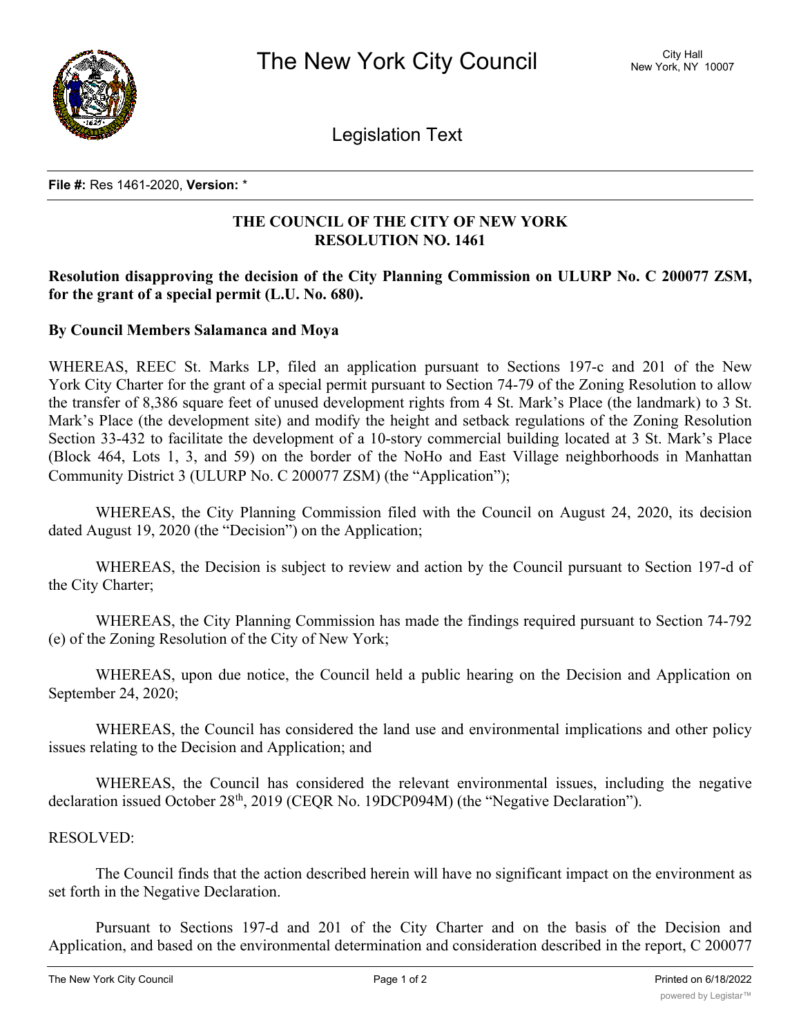# The New York City Council

City Hall
New York, NY 10007

## Legislation Text

**File #:** Res 1461-2020, **Version:** *

**THE COUNCIL OF THE CITY OF NEW YORK**
**RESOLUTION NO. 1461**

**Resolution disapproving the decision of the City Planning Commission on ULURP No. C 200077 ZSM, for the grant of a special permit (L.U. No. 680).**

**By Council Members Salamanca and Moya**

WHEREAS, REEC St. Marks LP, filed an application pursuant to Sections 197-c and 201 of the New York City Charter for the grant of a special permit pursuant to Section 74-79 of the Zoning Resolution to allow the transfer of 8,386 square feet of unused development rights from 4 St. Mark's Place (the landmark) to 3 St. Mark's Place (the development site) and modify the height and setback regulations of the Zoning Resolution Section 33-432 to facilitate the development of a 10-story commercial building located at 3 St. Mark's Place (Block 464, Lots 1, 3, and 59) on the border of the NoHo and East Village neighborhoods in Manhattan Community District 3 (ULURP No. C 200077 ZSM) (the "Application");

WHEREAS, the City Planning Commission filed with the Council on August 24, 2020, its decision dated August 19, 2020 (the "Decision") on the Application;

WHEREAS, the Decision is subject to review and action by the Council pursuant to Section 197-d of the City Charter;

WHEREAS, the City Planning Commission has made the findings required pursuant to Section 74-792 (e) of the Zoning Resolution of the City of New York;

WHEREAS, upon due notice, the Council held a public hearing on the Decision and Application on September 24, 2020;

WHEREAS, the Council has considered the land use and environmental implications and other policy issues relating to the Decision and Application; and

WHEREAS, the Council has considered the relevant environmental issues, including the negative declaration issued October 28th, 2019 (CEQR No. 19DCP094M) (the "Negative Declaration").

RESOLVED:

The Council finds that the action described herein will have no significant impact on the environment as set forth in the Negative Declaration.

Pursuant to Sections 197-d and 201 of the City Charter and on the basis of the Decision and Application, and based on the environmental determination and consideration described in the report, C 200077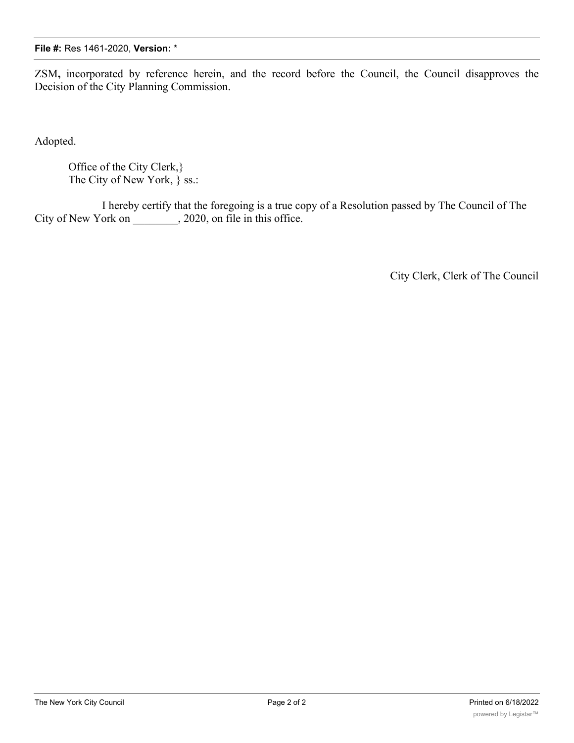ZSM**,** incorporated by reference herein, and the record before the Council, the Council disapproves the Decision of the City Planning Commission.

Adopted.

Office of the City Clerk,}
The City of New York, } ss.:

I hereby certify that the foregoing is a true copy of a Resolution passed by The Council of The City of New York on ________, 2020, on file in this office.

City Clerk, Clerk of The Council